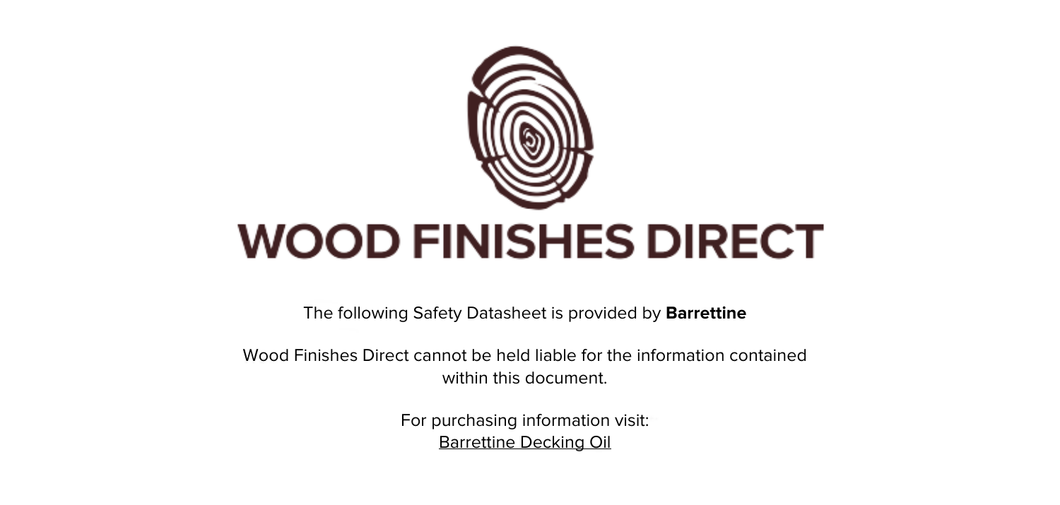# WOOD FINISHES DIRECT

The following Safety Datasheet is provided by **Barrettine**

Wood Finishes Direct cannot be held liable for the information contained within this document.

For purchasing information visit:
Barrettine Decking Oil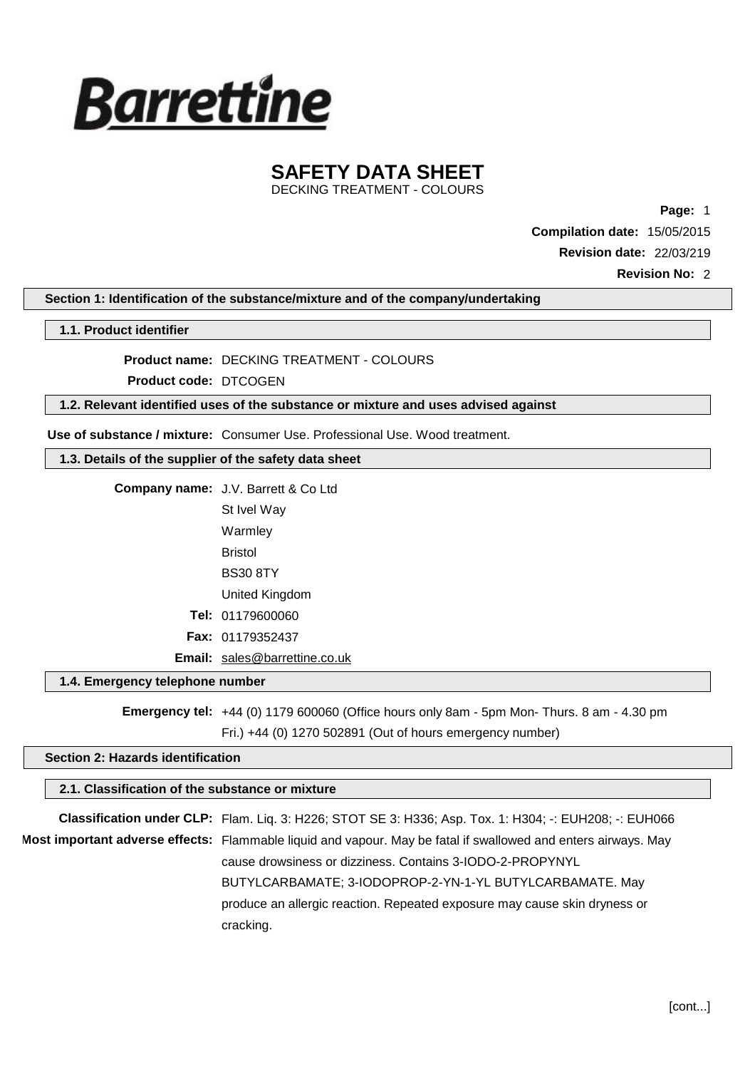# SAFETY DATA SHEET

DECKING TREATMENT - COLOURS

**Compilation date:** 15/05/2015

**Revision date:** 22/03/219

**Revision No:** 2

## Section 1: Identification of the substance/mixture and of the company/undertaking

### 1.1. Product identifier

**Product name:** DECKING TREATMENT - COLOURS

**Product code:** DTCOGEN

### 1.2. Relevant identified uses of the substance or mixture and uses advised against

**Use of substance / mixture:** Consumer Use. Professional Use. Wood treatment.

### 1.3. Details of the supplier of the safety data sheet

**Company name:** J.V. Barrett & Co Ltd
St Ivel Way
Warmley
Bristol
BS30 8TY
United Kingdom

**Tel:** 01179600060

**Fax:** 01179352437

**Email:** sales@barrettine.co.uk

### 1.4. Emergency telephone number

**Emergency tel:** +44 (0) 1179 600060 (Office hours only 8am - 5pm Mon- Thurs. 8 am - 4.30 pm Fri.) +44 (0) 1270 502891 (Out of hours emergency number)

## Section 2: Hazards identification

### 2.1. Classification of the substance or mixture

**Classification under CLP:** Flam. Liq. 3: H226; STOT SE 3: H336; Asp. Tox. 1: H304; -: EUH208; -: EUH066

**Most important adverse effects:** Flammable liquid and vapour. May be fatal if swallowed and enters airways. May cause drowsiness or dizziness. Contains 3-IODO-2-PROPYNYL BUTYLCARBAMATE; 3-IODOPROP-2-YN-1-YL BUTYLCARBAMATE. May produce an allergic reaction. Repeated exposure may cause skin dryness or cracking.

[cont...]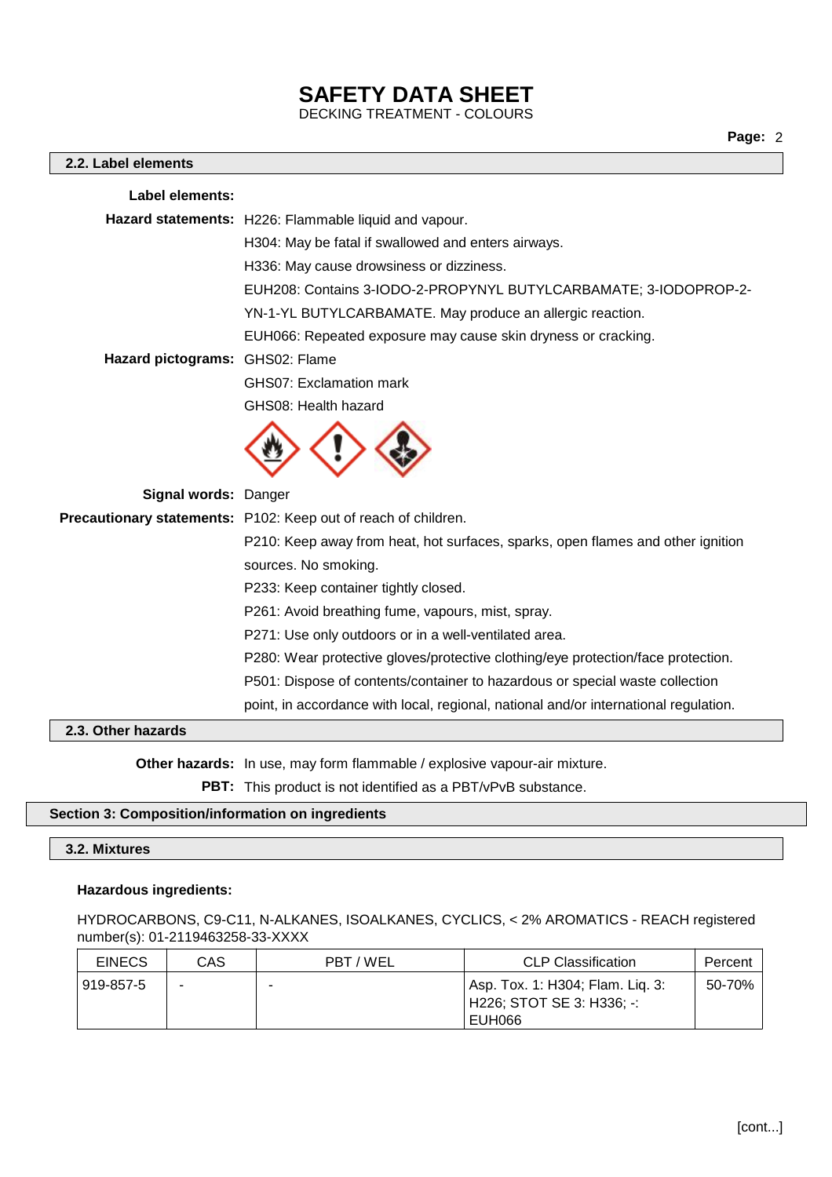### 2.2. Label elements

**Label elements:**

**Hazard statements:** H226: Flammable liquid and vapour.

H304: May be fatal if swallowed and enters airways.

H336: May cause drowsiness or dizziness.

EUH208: Contains 3-IODO-2-PROPYNYL BUTYLCARBAMATE; 3-IODOPROP-2-YN-1-YL BUTYLCARBAMATE. May produce an allergic reaction.

EUH066: Repeated exposure may cause skin dryness or cracking.

**Hazard pictograms:** GHS02: Flame

GHS07: Exclamation mark

GHS08: Health hazard

**Signal words:** Danger

**Precautionary statements:** P102: Keep out of reach of children.

P210: Keep away from heat, hot surfaces, sparks, open flames and other ignition sources. No smoking.

P233: Keep container tightly closed.

P261: Avoid breathing fume, vapours, mist, spray.

P271: Use only outdoors or in a well-ventilated area.

P280: Wear protective gloves/protective clothing/eye protection/face protection.

P501: Dispose of contents/container to hazardous or special waste collection point, in accordance with local, regional, national and/or international regulation.

### 2.3. Other hazards

**Other hazards:** In use, may form flammable / explosive vapour-air mixture.

**PBT:** This product is not identified as a PBT/vPvB substance.

## Section 3: Composition/information on ingredients

### 3.2. Mixtures

**Hazardous ingredients:**

HYDROCARBONS, C9-C11, N-ALKANES, ISOALKANES, CYCLICS, < 2% AROMATICS - REACH registered number(s): 01-2119463258-33-XXXX

| EINECS | CAS | PBT / WEL | CLP Classification | Percent |
|---|---|---|---|---|
| 919-857-5 | - | - | Asp. Tox. 1: H304; Flam. Liq. 3: H226; STOT SE 3: H336; -: EUH066 | 50-70% |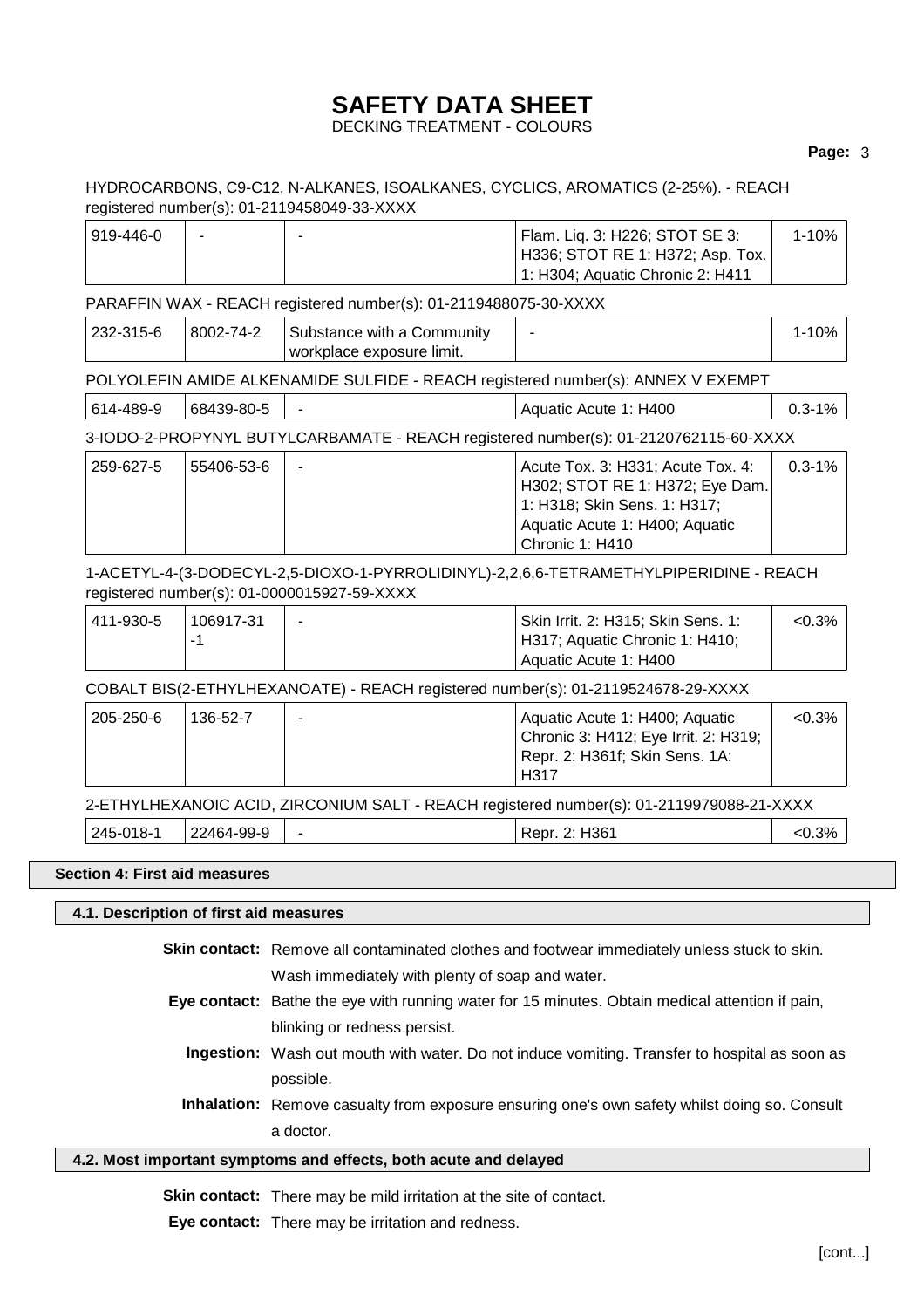HYDROCARBONS, C9-C12, N-ALKANES, ISOALKANES, CYCLICS, AROMATICS (2-25%). - REACH registered number(s): 01-2119458049-33-XXXX

| | | | | |
|---|---|---|---|---|
| 919-446-0 | - | - | Flam. Liq. 3: H226; STOT SE 3: H336; STOT RE 1: H372; Asp. Tox. 1: H304; Aquatic Chronic 2: H411 | 1-10% |

PARAFFIN WAX - REACH registered number(s): 01-2119488075-30-XXXX

| | | | | |
|---|---|---|---|---|
| 232-315-6 | 8002-74-2 | Substance with a Community workplace exposure limit. | - | 1-10% |

POLYOLEFIN AMIDE ALKENAMIDE SULFIDE - REACH registered number(s): ANNEX V EXEMPT

| | | | | |
|---|---|---|---|---|
| 614-489-9 | 68439-80-5 | - | Aquatic Acute 1: H400 | 0.3-1% |

3-IODO-2-PROPYNYL BUTYLCARBAMATE - REACH registered number(s): 01-2120762115-60-XXXX

| | | | | |
|---|---|---|---|---|
| 259-627-5 | 55406-53-6 | - | Acute Tox. 3: H331; Acute Tox. 4: H302; STOT RE 1: H372; Eye Dam. 1: H318; Skin Sens. 1: H317; Aquatic Acute 1: H400; Aquatic Chronic 1: H410 | 0.3-1% |

1-ACETYL-4-(3-DODECYL-2,5-DIOXO-1-PYRROLIDINYL)-2,2,6,6-TETRAMETHYLPIPERIDINE - REACH registered number(s): 01-0000015927-59-XXXX

| | | | | |
|---|---|---|---|---|
| 411-930-5 | 106917-31-1 | - | Skin Irrit. 2: H315; Skin Sens. 1: H317; Aquatic Chronic 1: H410; Aquatic Acute 1: H400 | <0.3% |

COBALT BIS(2-ETHYLHEXANOATE) - REACH registered number(s): 01-2119524678-29-XXXX

| | | | | |
|---|---|---|---|---|
| 205-250-6 | 136-52-7 | - | Aquatic Acute 1: H400; Aquatic Chronic 3: H412; Eye Irrit. 2: H319; Repr. 2: H361f; Skin Sens. 1A: H317 | <0.3% |

2-ETHYLHEXANOIC ACID, ZIRCONIUM SALT - REACH registered number(s): 01-2119979088-21-XXXX

| | | | | |
|---|---|---|---|---|
| 245-018-1 | 22464-99-9 | - | Repr. 2: H361 | <0.3% |

## Section 4: First aid measures

### 4.1. Description of first aid measures

**Skin contact:** Remove all contaminated clothes and footwear immediately unless stuck to skin. Wash immediately with plenty of soap and water.

**Eye contact:** Bathe the eye with running water for 15 minutes. Obtain medical attention if pain, blinking or redness persist.

**Ingestion:** Wash out mouth with water. Do not induce vomiting. Transfer to hospital as soon as possible.

**Inhalation:** Remove casualty from exposure ensuring one's own safety whilst doing so. Consult a doctor.

### 4.2. Most important symptoms and effects, both acute and delayed

**Skin contact:** There may be mild irritation at the site of contact.

**Eye contact:** There may be irritation and redness.

[cont...]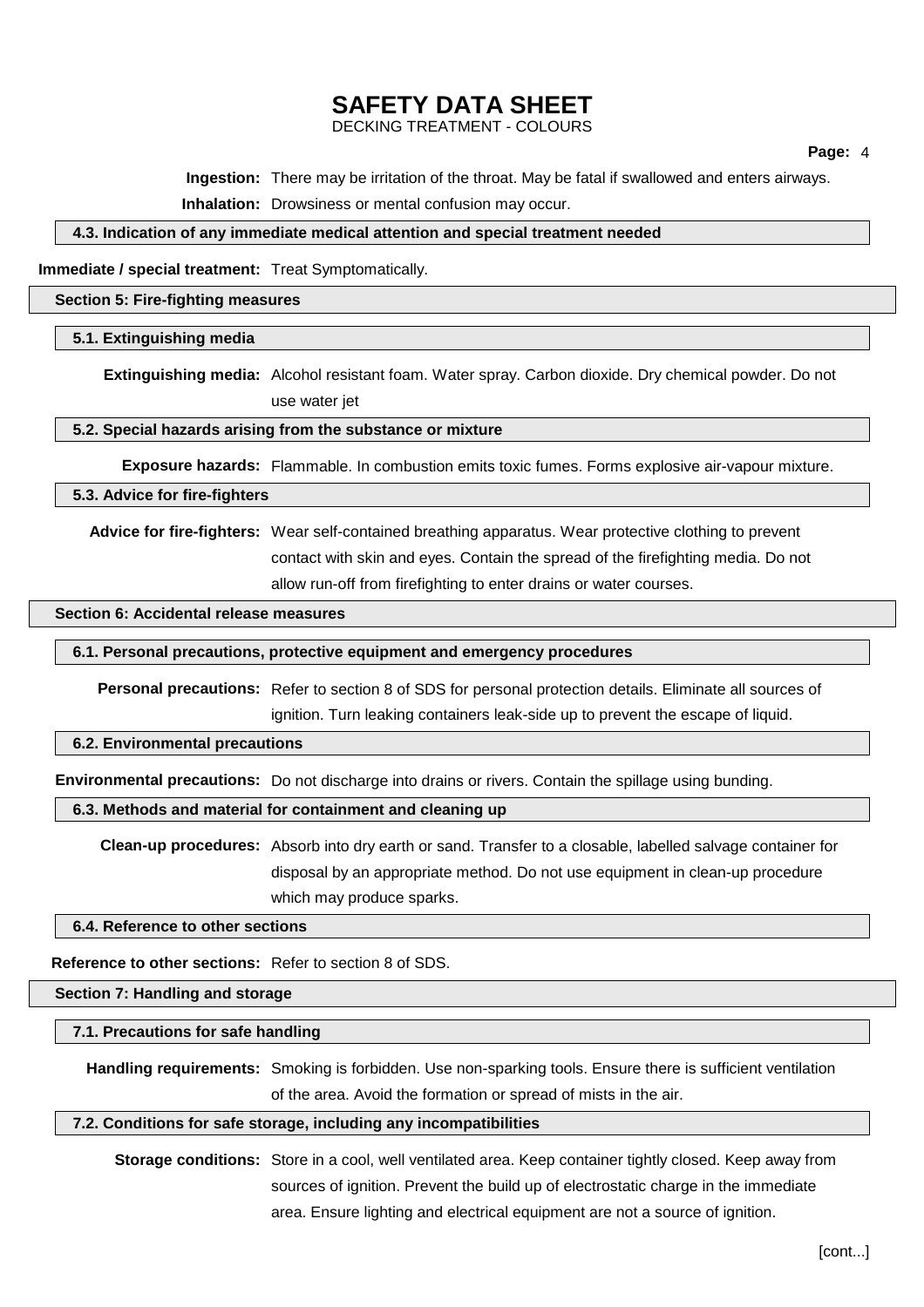**Ingestion:** There may be irritation of the throat. May be fatal if swallowed and enters airways.

**Inhalation:** Drowsiness or mental confusion may occur.

### 4.3. Indication of any immediate medical attention and special treatment needed

**Immediate / special treatment:** Treat Symptomatically.

## Section 5: Fire-fighting measures

### 5.1. Extinguishing media

**Extinguishing media:** Alcohol resistant foam. Water spray. Carbon dioxide. Dry chemical powder. Do not use water jet

### 5.2. Special hazards arising from the substance or mixture

**Exposure hazards:** Flammable. In combustion emits toxic fumes. Forms explosive air-vapour mixture.

### 5.3. Advice for fire-fighters

**Advice for fire-fighters:** Wear self-contained breathing apparatus. Wear protective clothing to prevent contact with skin and eyes. Contain the spread of the firefighting media. Do not allow run-off from firefighting to enter drains or water courses.

## Section 6: Accidental release measures

### 6.1. Personal precautions, protective equipment and emergency procedures

**Personal precautions:** Refer to section 8 of SDS for personal protection details. Eliminate all sources of ignition. Turn leaking containers leak-side up to prevent the escape of liquid.

### 6.2. Environmental precautions

**Environmental precautions:** Do not discharge into drains or rivers. Contain the spillage using bunding.

### 6.3. Methods and material for containment and cleaning up

**Clean-up procedures:** Absorb into dry earth or sand. Transfer to a closable, labelled salvage container for disposal by an appropriate method. Do not use equipment in clean-up procedure which may produce sparks.

### 6.4. Reference to other sections

**Reference to other sections:** Refer to section 8 of SDS.

## Section 7: Handling and storage

### 7.1. Precautions for safe handling

**Handling requirements:** Smoking is forbidden. Use non-sparking tools. Ensure there is sufficient ventilation of the area. Avoid the formation or spread of mists in the air.

### 7.2. Conditions for safe storage, including any incompatibilities

**Storage conditions:** Store in a cool, well ventilated area. Keep container tightly closed. Keep away from sources of ignition. Prevent the build up of electrostatic charge in the immediate area. Ensure lighting and electrical equipment are not a source of ignition.

[cont...]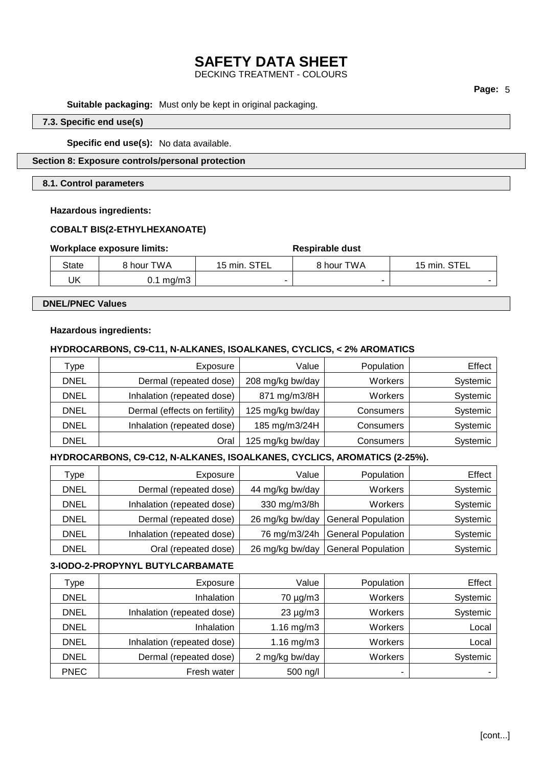**Suitable packaging:** Must only be kept in original packaging.

### 7.3. Specific end use(s)

**Specific end use(s):** No data available.

## Section 8: Exposure controls/personal protection

### 8.1. Control parameters

**Hazardous ingredients:**

**COBALT BIS(2-ETHYLHEXANOATE)**

| **Workplace exposure limits:** | | | **Respirable dust** | |
|---|---|---|---|---|
| State | 8 hour TWA | 15 min. STEL | 8 hour TWA | 15 min. STEL |
| UK | 0.1 mg/m3 | - | - | - |

### DNEL/PNEC Values

**Hazardous ingredients:**

**HYDROCARBONS, C9-C11, N-ALKANES, ISOALKANES, CYCLICS, < 2% AROMATICS**

| Type | Exposure | Value | Population | Effect |
|---|---|---|---|---|
| DNEL | Dermal (repeated dose) | 208 mg/kg bw/day | Workers | Systemic |
| DNEL | Inhalation (repeated dose) | 871 mg/m3/8H | Workers | Systemic |
| DNEL | Dermal (effects on fertility) | 125 mg/kg bw/day | Consumers | Systemic |
| DNEL | Inhalation (repeated dose) | 185 mg/m3/24H | Consumers | Systemic |
| DNEL | Oral | 125 mg/kg bw/day | Consumers | Systemic |

**HYDROCARBONS, C9-C12, N-ALKANES, ISOALKANES, CYCLICS, AROMATICS (2-25%).**

| Type | Exposure | Value | Population | Effect |
|---|---|---|---|---|
| DNEL | Dermal (repeated dose) | 44 mg/kg bw/day | Workers | Systemic |
| DNEL | Inhalation (repeated dose) | 330 mg/m3/8h | Workers | Systemic |
| DNEL | Dermal (repeated dose) | 26 mg/kg bw/day | General Population | Systemic |
| DNEL | Inhalation (repeated dose) | 76 mg/m3/24h | General Population | Systemic |
| DNEL | Oral (repeated dose) | 26 mg/kg bw/day | General Population | Systemic |

**3-IODO-2-PROPYNYL BUTYLCARBAMATE**

| Type | Exposure | Value | Population | Effect |
|---|---|---|---|---|
| DNEL | Inhalation | 70 µg/m3 | Workers | Systemic |
| DNEL | Inhalation (repeated dose) | 23 µg/m3 | Workers | Systemic |
| DNEL | Inhalation | 1.16 mg/m3 | Workers | Local |
| DNEL | Inhalation (repeated dose) | 1.16 mg/m3 | Workers | Local |
| DNEL | Dermal (repeated dose) | 2 mg/kg bw/day | Workers | Systemic |
| PNEC | Fresh water | 500 ng/l | - | - |

[cont...]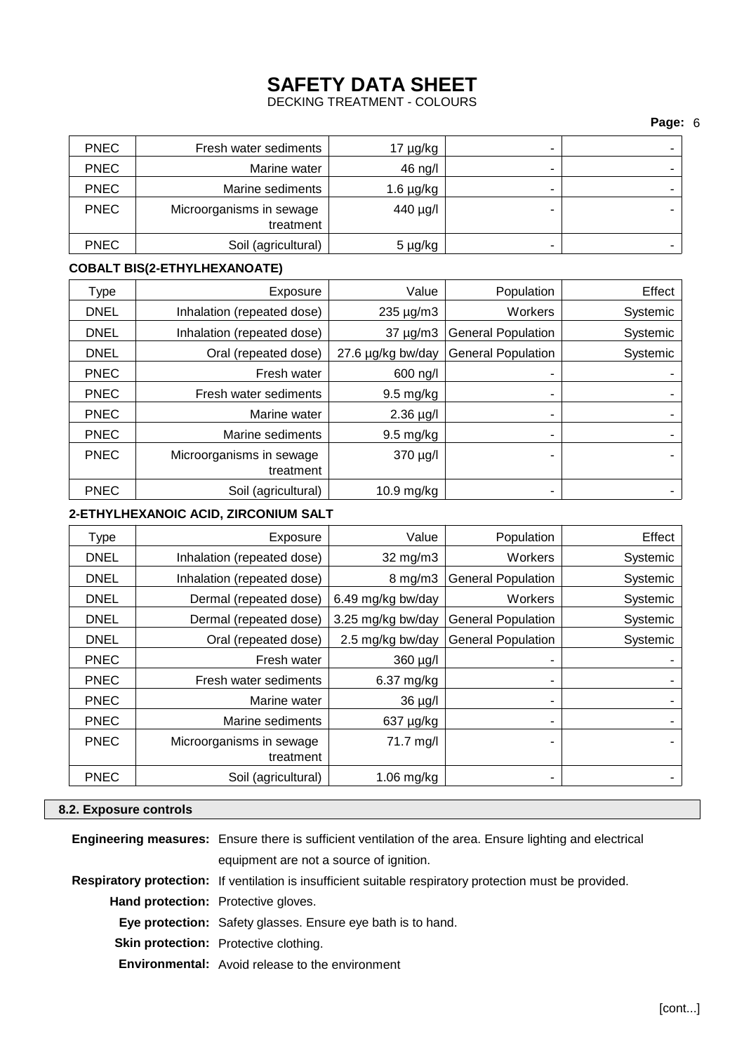| PNEC | Fresh water sediments | 17 µg/kg | - | - |
|---|---|---|---|---|
| PNEC | Marine water | 46 ng/l | - | - |
| PNEC | Marine sediments | 1.6 µg/kg | - | - |
| PNEC | Microorganisms in sewage treatment | 440 µg/l | - | - |
| PNEC | Soil (agricultural) | 5 µg/kg | - | - |

**COBALT BIS(2-ETHYLHEXANOATE)**

| Type | Exposure | Value | Population | Effect |
|---|---|---|---|---|
| DNEL | Inhalation (repeated dose) | 235 µg/m3 | Workers | Systemic |
| DNEL | Inhalation (repeated dose) | 37 µg/m3 | General Population | Systemic |
| DNEL | Oral (repeated dose) | 27.6 µg/kg bw/day | General Population | Systemic |
| PNEC | Fresh water | 600 ng/l | - | - |
| PNEC | Fresh water sediments | 9.5 mg/kg | - | - |
| PNEC | Marine water | 2.36 µg/l | - | - |
| PNEC | Marine sediments | 9.5 mg/kg | - | - |
| PNEC | Microorganisms in sewage treatment | 370 µg/l | - | - |
| PNEC | Soil (agricultural) | 10.9 mg/kg | - | - |

**2-ETHYLHEXANOIC ACID, ZIRCONIUM SALT**

| Type | Exposure | Value | Population | Effect |
|---|---|---|---|---|
| DNEL | Inhalation (repeated dose) | 32 mg/m3 | Workers | Systemic |
| DNEL | Inhalation (repeated dose) | 8 mg/m3 | General Population | Systemic |
| DNEL | Dermal (repeated dose) | 6.49 mg/kg bw/day | Workers | Systemic |
| DNEL | Dermal (repeated dose) | 3.25 mg/kg bw/day | General Population | Systemic |
| DNEL | Oral (repeated dose) | 2.5 mg/kg bw/day | General Population | Systemic |
| PNEC | Fresh water | 360 µg/l | - | - |
| PNEC | Fresh water sediments | 6.37 mg/kg | - | - |
| PNEC | Marine water | 36 µg/l | - | - |
| PNEC | Marine sediments | 637 µg/kg | - | - |
| PNEC | Microorganisms in sewage treatment | 71.7 mg/l | - | - |
| PNEC | Soil (agricultural) | 1.06 mg/kg | - | - |

## 8.2. Exposure controls

**Engineering measures:** Ensure there is sufficient ventilation of the area. Ensure lighting and electrical equipment are not a source of ignition.

**Respiratory protection:** If ventilation is insufficient suitable respiratory protection must be provided.

**Hand protection:** Protective gloves.

**Eye protection:** Safety glasses. Ensure eye bath is to hand.

**Skin protection:** Protective clothing.

**Environmental:** Avoid release to the environment

[cont...]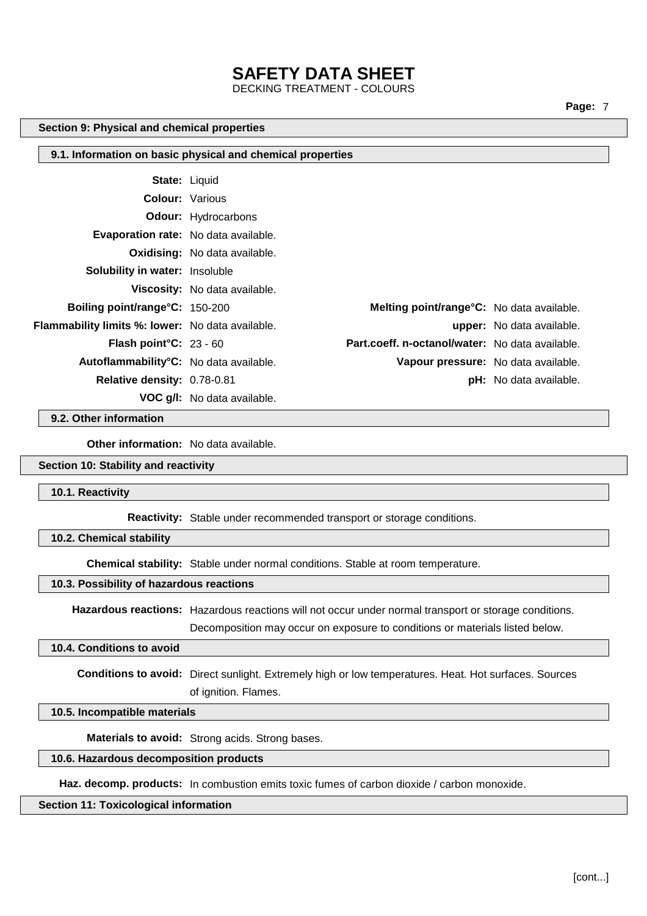## Section 9: Physical and chemical properties

### 9.1. Information on basic physical and chemical properties

**State:** Liquid

**Colour:** Various

**Odour:** Hydrocarbons

**Evaporation rate:** No data available.

**Oxidising:** No data available.

**Solubility in water:** Insoluble

**Viscosity:** No data available.

| | | | |
|---|---|---|---|
| **Boiling point/range°C:** | 150-200 | **Melting point/range°C:** | No data available. |
| **Flammability limits %: lower:** | No data available. | **upper:** | No data available. |
| **Flash point°C:** | 23 - 60 | **Part.coeff. n-octanol/water:** | No data available. |
| **Autoflammability°C:** | No data available. | **Vapour pressure:** | No data available. |
| **Relative density:** | 0.78-0.81 | **pH:** | No data available. |
| **VOC g/l:** | No data available. | | |

### 9.2. Other information

**Other information:** No data available.

## Section 10: Stability and reactivity

### 10.1. Reactivity

**Reactivity:** Stable under recommended transport or storage conditions.

### 10.2. Chemical stability

**Chemical stability:** Stable under normal conditions. Stable at room temperature.

### 10.3. Possibility of hazardous reactions

**Hazardous reactions:** Hazardous reactions will not occur under normal transport or storage conditions. Decomposition may occur on exposure to conditions or materials listed below.

### 10.4. Conditions to avoid

**Conditions to avoid:** Direct sunlight. Extremely high or low temperatures. Heat. Hot surfaces. Sources of ignition. Flames.

### 10.5. Incompatible materials

**Materials to avoid:** Strong acids. Strong bases.

### 10.6. Hazardous decomposition products

**Haz. decomp. products:** In combustion emits toxic fumes of carbon dioxide / carbon monoxide.

## Section 11: Toxicological information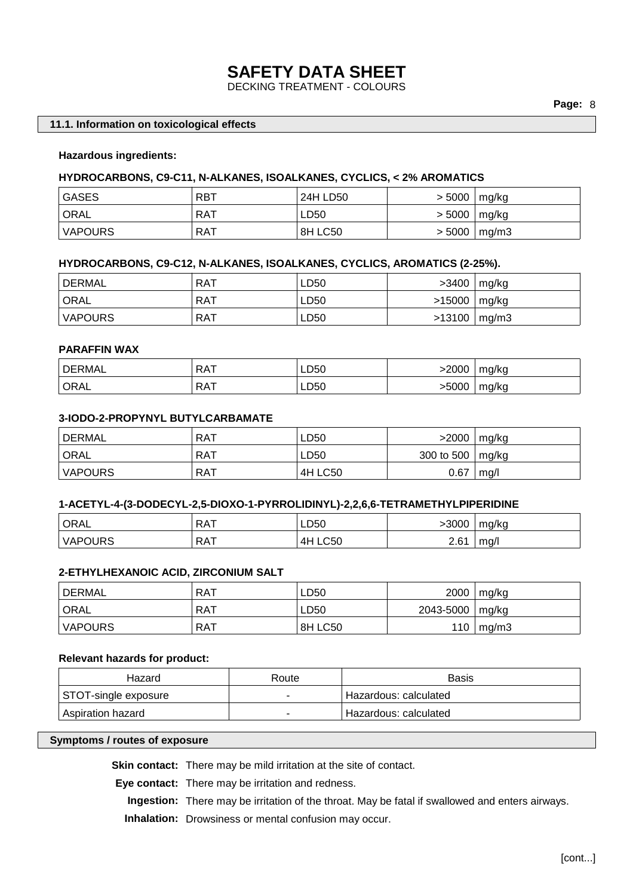## 11.1. Information on toxicological effects

**Hazardous ingredients:**

**HYDROCARBONS, C9-C11, N-ALKANES, ISOALKANES, CYCLICS, < 2% AROMATICS**

| | | | | |
|---|---|---|---|---|
| GASES | RBT | 24H LD50 | > 5000 | mg/kg |
| ORAL | RAT | LD50 | > 5000 | mg/kg |
| VAPOURS | RAT | 8H LC50 | > 5000 | mg/m3 |

**HYDROCARBONS, C9-C12, N-ALKANES, ISOALKANES, CYCLICS, AROMATICS (2-25%).**

| | | | | |
|---|---|---|---|---|
| DERMAL | RAT | LD50 | >3400 | mg/kg |
| ORAL | RAT | LD50 | >15000 | mg/kg |
| VAPOURS | RAT | LD50 | >13100 | mg/m3 |

**PARAFFIN WAX**

| | | | | |
|---|---|---|---|---|
| DERMAL | RAT | LD50 | >2000 | mg/kg |
| ORAL | RAT | LD50 | >5000 | mg/kg |

**3-IODO-2-PROPYNYL BUTYLCARBAMATE**

| | | | | |
|---|---|---|---|---|
| DERMAL | RAT | LD50 | >2000 | mg/kg |
| ORAL | RAT | LD50 | 300 to 500 | mg/kg |
| VAPOURS | RAT | 4H LC50 | 0.67 | mg/l |

**1-ACETYL-4-(3-DODECYL-2,5-DIOXO-1-PYRROLIDINYL)-2,2,6,6-TETRAMETHYLPIPERIDINE**

| | | | | |
|---|---|---|---|---|
| ORAL | RAT | LD50 | >3000 | mg/kg |
| VAPOURS | RAT | 4H LC50 | 2.61 | mg/l |

**2-ETHYLHEXANOIC ACID, ZIRCONIUM SALT**

| | | | | |
|---|---|---|---|---|
| DERMAL | RAT | LD50 | 2000 | mg/kg |
| ORAL | RAT | LD50 | 2043-5000 | mg/kg |
| VAPOURS | RAT | 8H LC50 | 110 | mg/m3 |

**Relevant hazards for product:**

| Hazard | Route | Basis |
|---|---|---|
| STOT-single exposure | - | Hazardous: calculated |
| Aspiration hazard | - | Hazardous: calculated |

## Symptoms / routes of exposure

**Skin contact:** There may be mild irritation at the site of contact.

**Eye contact:** There may be irritation and redness.

**Ingestion:** There may be irritation of the throat. May be fatal if swallowed and enters airways.

**Inhalation:** Drowsiness or mental confusion may occur.

[cont...]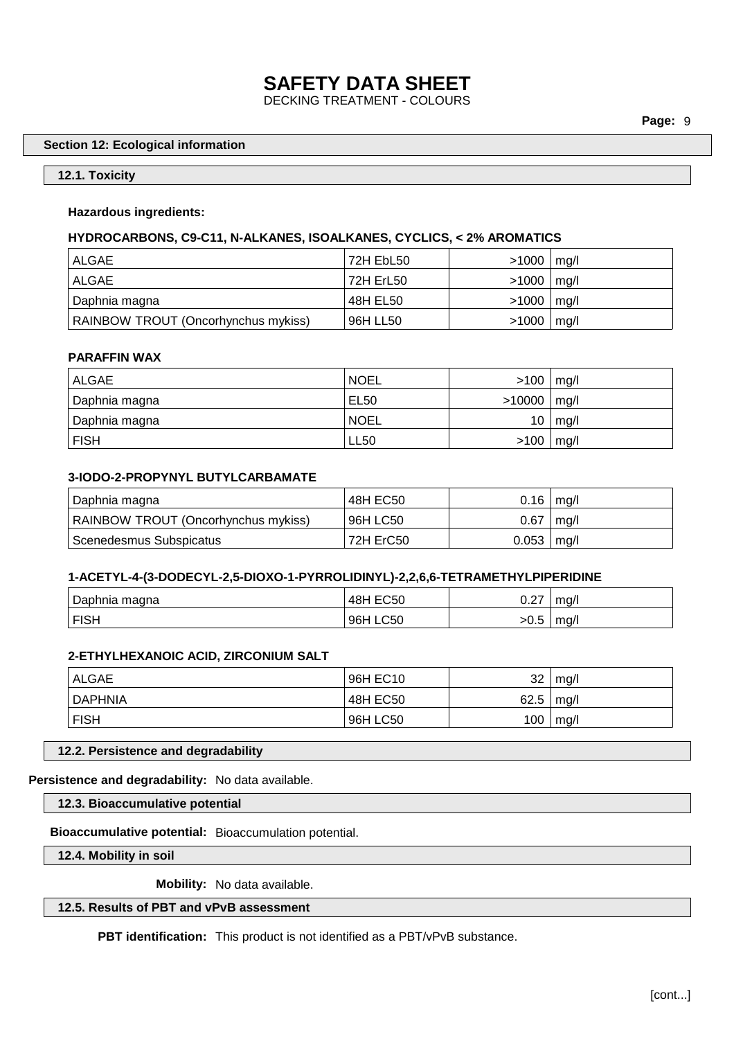## Section 12: Ecological information

### 12.1. Toxicity

**Hazardous ingredients:**

**HYDROCARBONS, C9-C11, N-ALKANES, ISOALKANES, CYCLICS, < 2% AROMATICS**

| | | | |
|---|---|---|---|
| ALGAE | 72H EbL50 | >1000 | mg/l |
| ALGAE | 72H ErL50 | >1000 | mg/l |
| Daphnia magna | 48H EL50 | >1000 | mg/l |
| RAINBOW TROUT (Oncorhynchus mykiss) | 96H LL50 | >1000 | mg/l |

**PARAFFIN WAX**

| | | | |
|---|---|---|---|
| ALGAE | NOEL | >100 | mg/l |
| Daphnia magna | EL50 | >10000 | mg/l |
| Daphnia magna | NOEL | 10 | mg/l |
| FISH | LL50 | >100 | mg/l |

**3-IODO-2-PROPYNYL BUTYLCARBAMATE**

| | | | |
|---|---|---|---|
| Daphnia magna | 48H EC50 | 0.16 | mg/l |
| RAINBOW TROUT (Oncorhynchus mykiss) | 96H LC50 | 0.67 | mg/l |
| Scenedesmus Subspicatus | 72H ErC50 | 0.053 | mg/l |

**1-ACETYL-4-(3-DODECYL-2,5-DIOXO-1-PYRROLIDINYL)-2,2,6,6-TETRAMETHYLPIPERIDINE**

| | | | |
|---|---|---|---|
| Daphnia magna | 48H EC50 | 0.27 | mg/l |
| FISH | 96H LC50 | >0.5 | mg/l |

**2-ETHYLHEXANOIC ACID, ZIRCONIUM SALT**

| | | | |
|---|---|---|---|
| ALGAE | 96H EC10 | 32 | mg/l |
| DAPHNIA | 48H EC50 | 62.5 | mg/l |
| FISH | 96H LC50 | 100 | mg/l |

### 12.2. Persistence and degradability

**Persistence and degradability:** No data available.

### 12.3. Bioaccumulative potential

**Bioaccumulative potential:** Bioaccumulation potential.

### 12.4. Mobility in soil

**Mobility:** No data available.

### 12.5. Results of PBT and vPvB assessment

**PBT identification:** This product is not identified as a PBT/vPvB substance.

[cont...]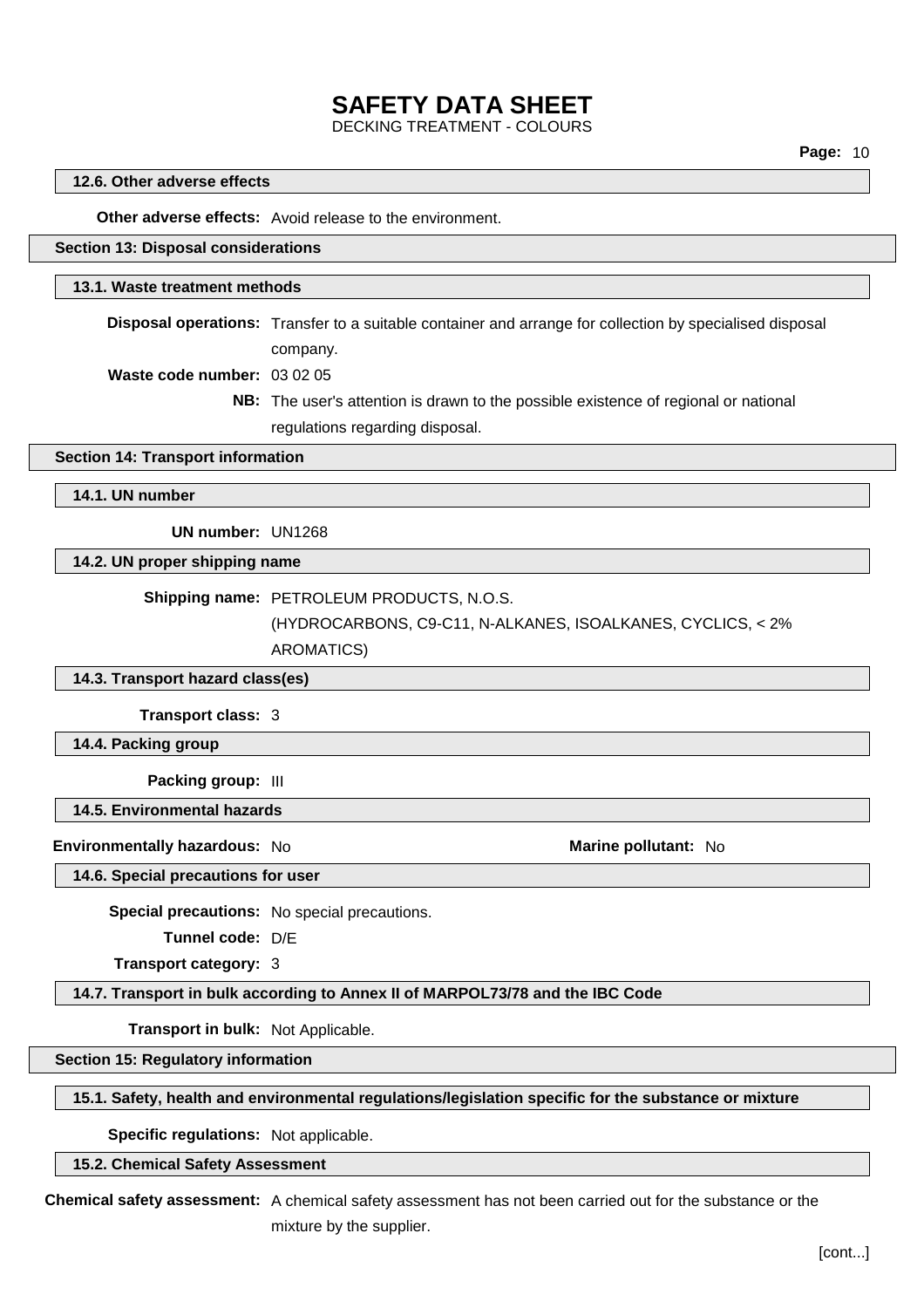### 12.6. Other adverse effects

**Other adverse effects:** Avoid release to the environment.

## Section 13: Disposal considerations

### 13.1. Waste treatment methods

**Disposal operations:** Transfer to a suitable container and arrange for collection by specialised disposal company.

**Waste code number:** 03 02 05

**NB:** The user's attention is drawn to the possible existence of regional or national regulations regarding disposal.

## Section 14: Transport information

### 14.1. UN number

**UN number:** UN1268

### 14.2. UN proper shipping name

**Shipping name:** PETROLEUM PRODUCTS, N.O.S. (HYDROCARBONS, C9-C11, N-ALKANES, ISOALKANES, CYCLICS, < 2% AROMATICS)

### 14.3. Transport hazard class(es)

**Transport class:** 3

### 14.4. Packing group

**Packing group:** III

### 14.5. Environmental hazards

**Environmentally hazardous:** No

**Marine pollutant:** No

### 14.6. Special precautions for user

**Special precautions:** No special precautions.

**Tunnel code:** D/E

**Transport category:** 3

### 14.7. Transport in bulk according to Annex II of MARPOL73/78 and the IBC Code

**Transport in bulk:** Not Applicable.

## Section 15: Regulatory information

### 15.1. Safety, health and environmental regulations/legislation specific for the substance or mixture

**Specific regulations:** Not applicable.

### 15.2. Chemical Safety Assessment

**Chemical safety assessment:** A chemical safety assessment has not been carried out for the substance or the mixture by the supplier.

[cont...]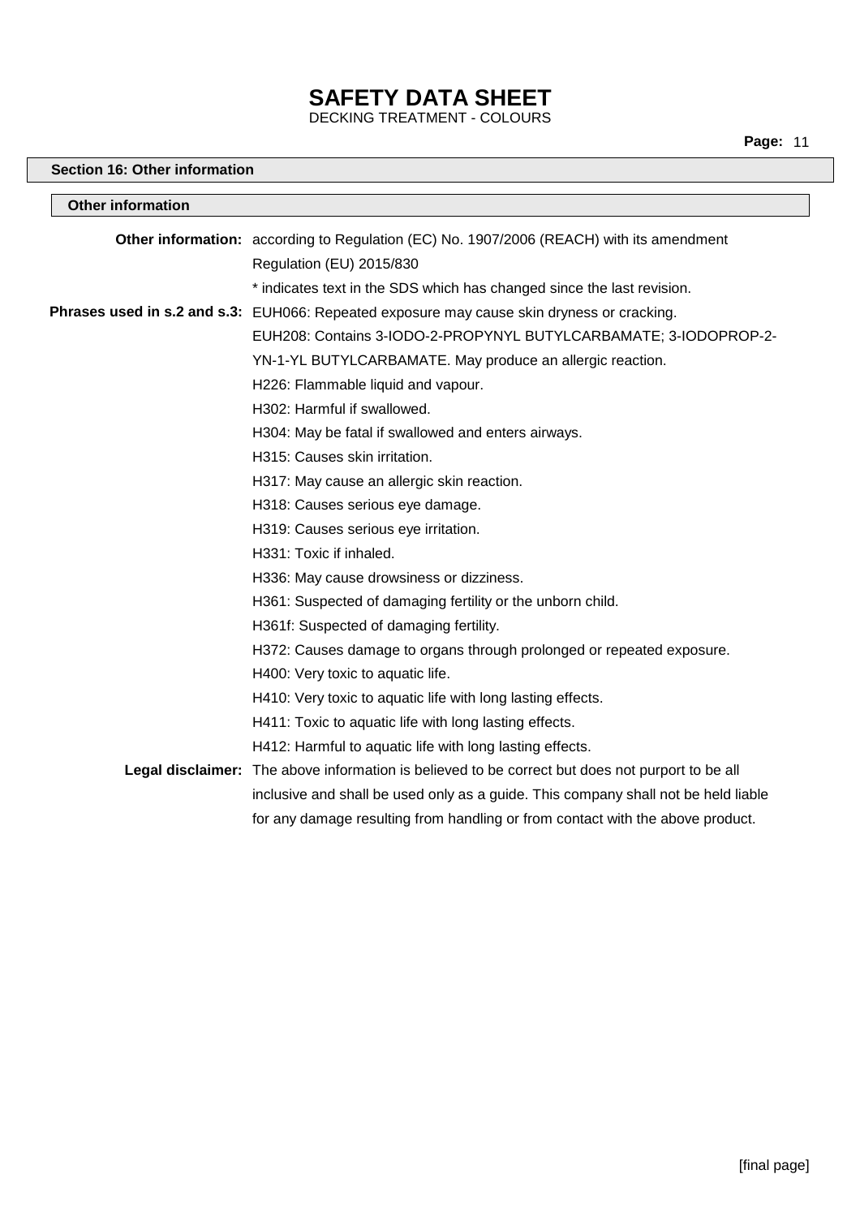## Section 16: Other information

### Other information

**Other information:** according to Regulation (EC) No. 1907/2006 (REACH) with its amendment Regulation (EU) 2015/830

* indicates text in the SDS which has changed since the last revision.

**Phrases used in s.2 and s.3:** EUH066: Repeated exposure may cause skin dryness or cracking.

EUH208: Contains 3-IODO-2-PROPYNYL BUTYLCARBAMATE; 3-IODOPROP-2-YN-1-YL BUTYLCARBAMATE. May produce an allergic reaction.

H226: Flammable liquid and vapour.

H302: Harmful if swallowed.

H304: May be fatal if swallowed and enters airways.

H315: Causes skin irritation.

H317: May cause an allergic skin reaction.

H318: Causes serious eye damage.

H319: Causes serious eye irritation.

H331: Toxic if inhaled.

H336: May cause drowsiness or dizziness.

H361: Suspected of damaging fertility or the unborn child.

H361f: Suspected of damaging fertility.

H372: Causes damage to organs through prolonged or repeated exposure.

H400: Very toxic to aquatic life.

H410: Very toxic to aquatic life with long lasting effects.

H411: Toxic to aquatic life with long lasting effects.

H412: Harmful to aquatic life with long lasting effects.

**Legal disclaimer:** The above information is believed to be correct but does not purport to be all inclusive and shall be used only as a guide. This company shall not be held liable for any damage resulting from handling or from contact with the above product.

[final page]